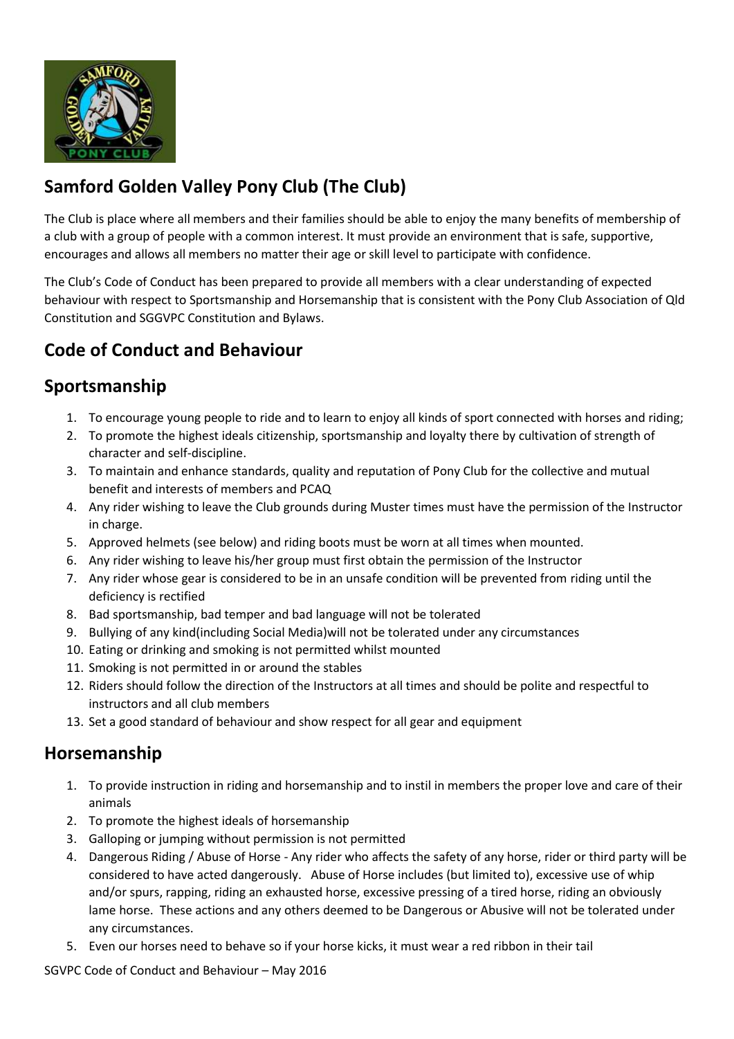## Samford Golden Valley Pony Club (The Club)

The Club is place where all members and their families should be able to enjoy the many benefits of membership of a club with a group of people with a common interest. It must provide an environment that is safe, supportive, encourages and allows all members no matter their age or skill level to participate with confidence.

The Club's Code of Conduct has been prepared to provide all members with a clear understanding of expected behaviour with respect to Sportsmanship and Horsemanship that is consistent with the Pony Club Association of Qld Constitution and SGGVPC Constitution and Bylaws.

## Code of Conduct and Behaviour

## Sportsmanship

1. To encourage young people to ride and to learn to enjoy all kinds of sport connected with horses and riding;
2. To promote the highest ideals citizenship, sportsmanship and loyalty there by cultivation of strength of character and self-discipline.
3. To maintain and enhance standards, quality and reputation of Pony Club for the collective and mutual benefit and interests of members and PCAQ
4. Any rider wishing to leave the Club grounds during Muster times must have the permission of the Instructor in charge.
5. Approved helmets (see below) and riding boots must be worn at all times when mounted.
6. Any rider wishing to leave his/her group must first obtain the permission of the Instructor
7. Any rider whose gear is considered to be in an unsafe condition will be prevented from riding until the deficiency is rectified
8. Bad sportsmanship, bad temper and bad language will not be tolerated
9. Bullying of any kind(including Social Media)will not be tolerated under any circumstances
10. Eating or drinking and smoking is not permitted whilst mounted
11. Smoking is not permitted in or around the stables
12. Riders should follow the direction of the Instructors at all times and should be polite and respectful to instructors and all club members
13. Set a good standard of behaviour and show respect for all gear and equipment

## Horsemanship

1. To provide instruction in riding and horsemanship and to instil in members the proper love and care of their animals
2. To promote the highest ideals of horsemanship
3. Galloping or jumping without permission is not permitted
4. Dangerous Riding / Abuse of Horse - Any rider who affects the safety of any horse, rider or third party will be considered to have acted dangerously. Abuse of Horse includes (but limited to), excessive use of whip and/or spurs, rapping, riding an exhausted horse, excessive pressing of a tired horse, riding an obviously lame horse. These actions and any others deemed to be Dangerous or Abusive will not be tolerated under any circumstances.
5. Even our horses need to behave so if your horse kicks, it must wear a red ribbon in their tail

SGVPC Code of Conduct and Behaviour – May 2016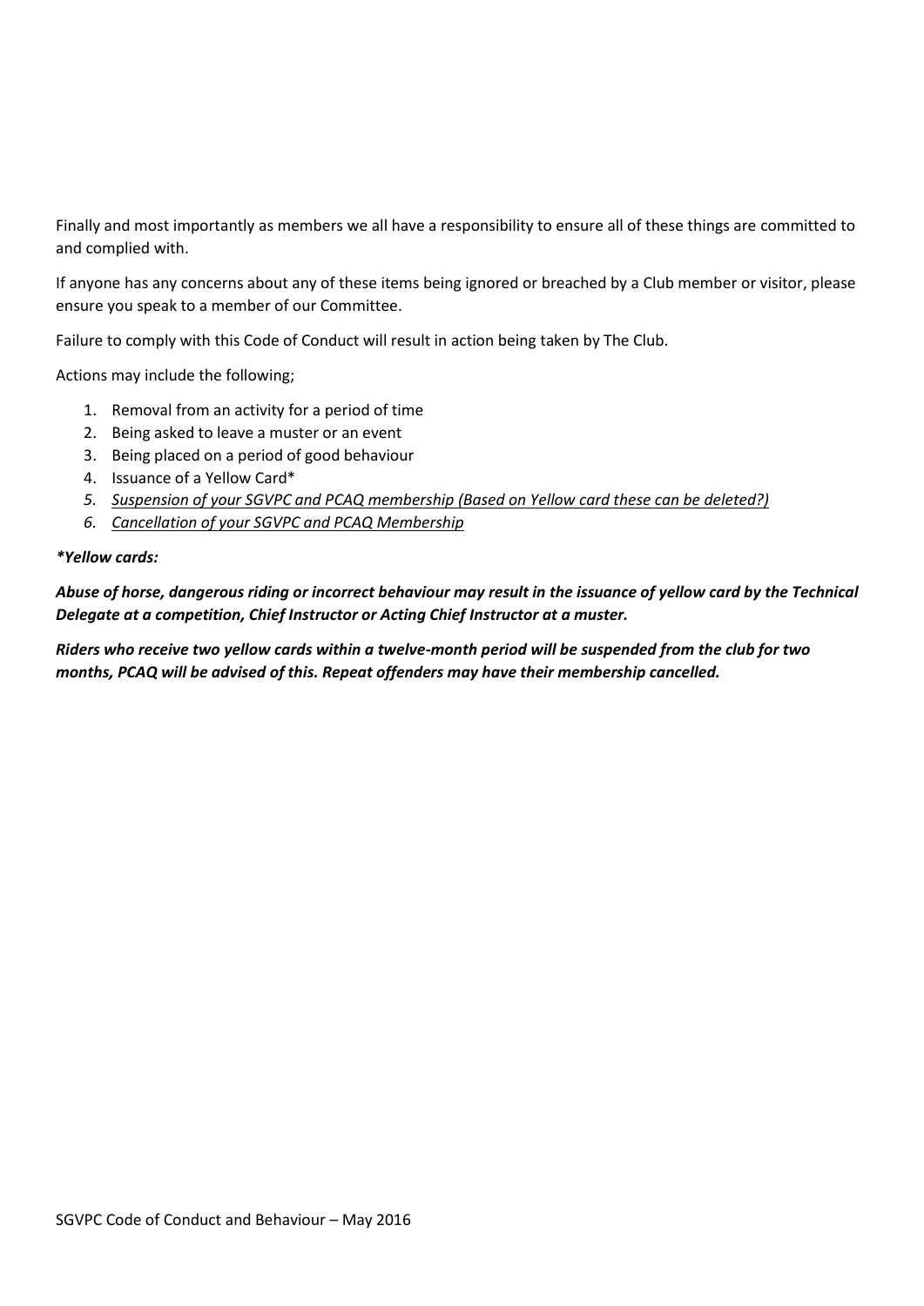Finally and most importantly as members we all have a responsibility to ensure all of these things are committed to and complied with.

If anyone has any concerns about any of these items being ignored or breached by a Club member or visitor, please ensure you speak to a member of our Committee.

Failure to comply with this Code of Conduct will result in action being taken by The Club.

Actions may include the following;

1. Removal from an activity for a period of time
2. Being asked to leave a muster or an event
3. Being placed on a period of good behaviour
4. Issuance of a Yellow Card*
5. <u>*Suspension of your SGVPC and PCAQ membership (Based on Yellow card these can be deleted?)*</u>
6. <u>*Cancellation of your SGVPC and PCAQ Membership*</u>

***Yellow cards:***

***Abuse of horse, dangerous riding or incorrect behaviour may result in the issuance of yellow card by the Technical Delegate at a competition, Chief Instructor or Acting Chief Instructor at a muster.***

***Riders who receive two yellow cards within a twelve-month period will be suspended from the club for two months, PCAQ will be advised of this. Repeat offenders may have their membership cancelled.***